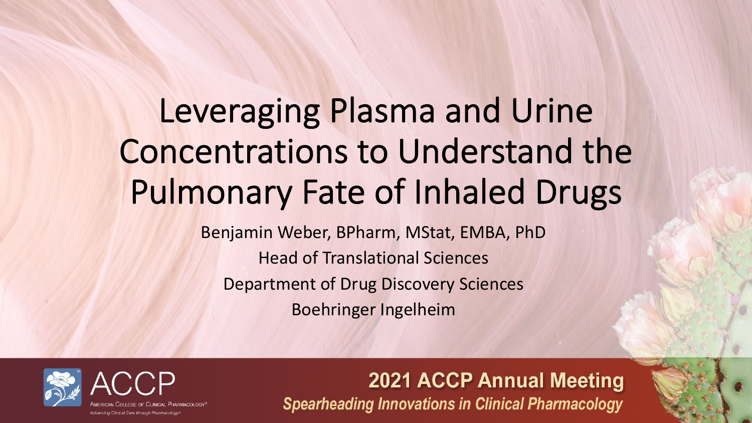# Leveraging Plasma and Urine Concentrations to Understand the Pulmonary Fate of Inhaled Drugs

Benjamin Weber, BPharm, MStat, EMBA, PhD

Head of Translational Sciences

Department of Drug Discovery Sciences

Boehringer Ingelheim

ACCP

American College of Clinical Pharmacology®

*Advancing Clinical Care through Pharmacology®*

**2021 ACCP Annual Meeting**

***Spearheading Innovations in Clinical Pharmacology***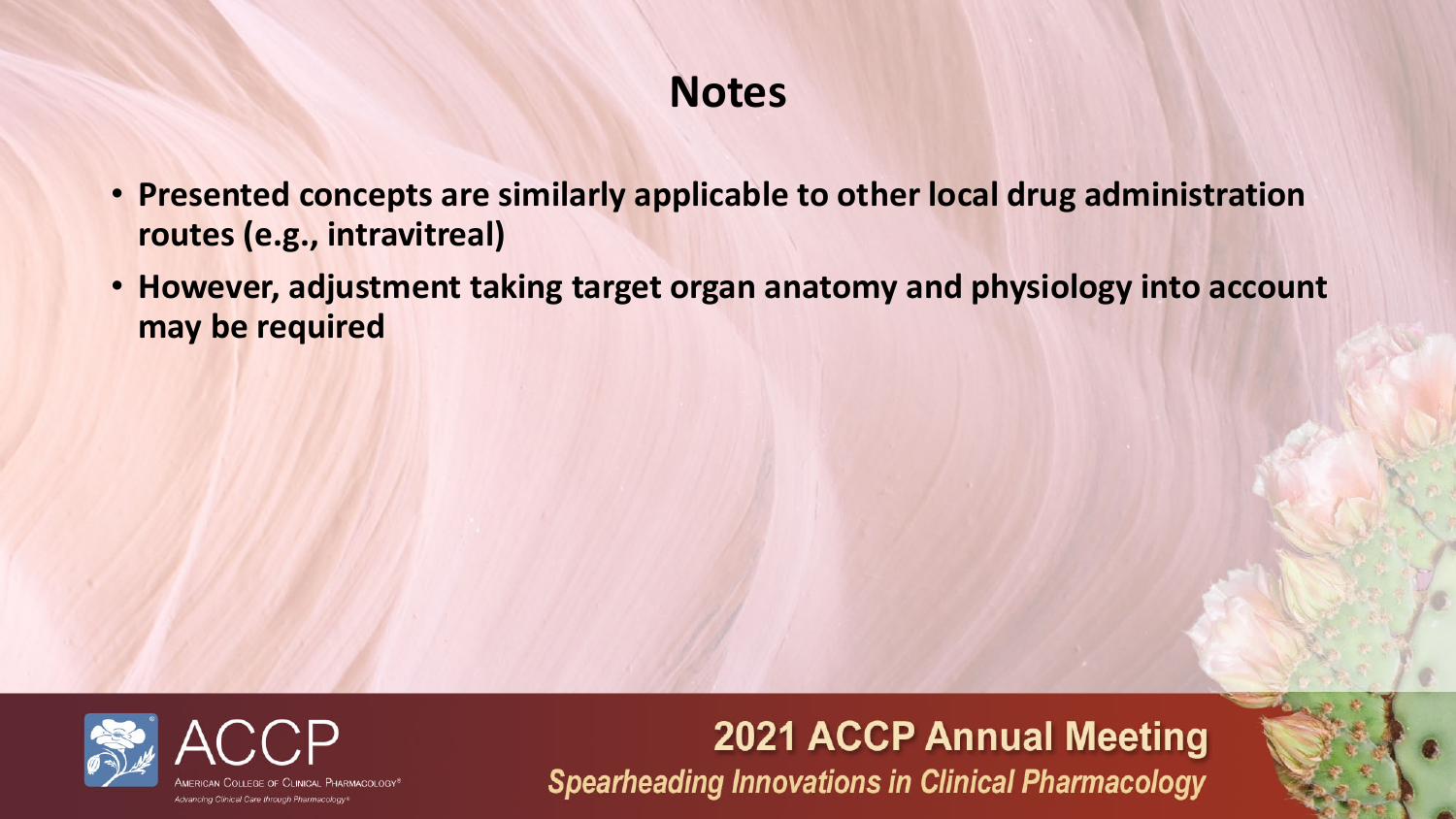# Notes

- **Presented concepts are similarly applicable to other local drug administration routes (e.g., intravitreal)**
- **However, adjustment taking target organ anatomy and physiology into account may be required**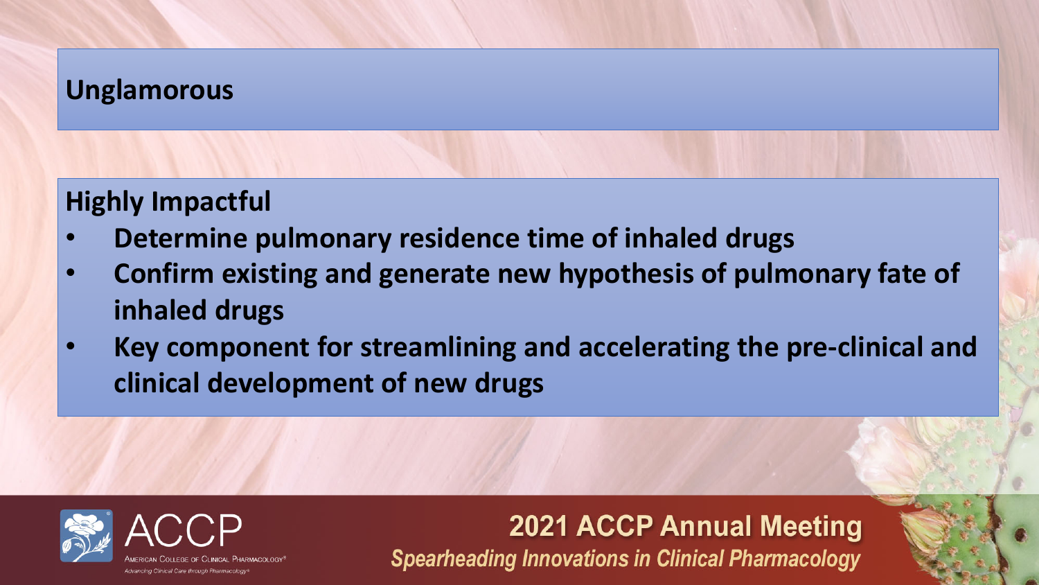**Unglamorous**

**Highly Impactful**

- **Determine pulmonary residence time of inhaled drugs**
- **Confirm existing and generate new hypothesis of pulmonary fate of inhaled drugs**
- **Key component for streamlining and accelerating the pre-clinical and clinical development of new drugs**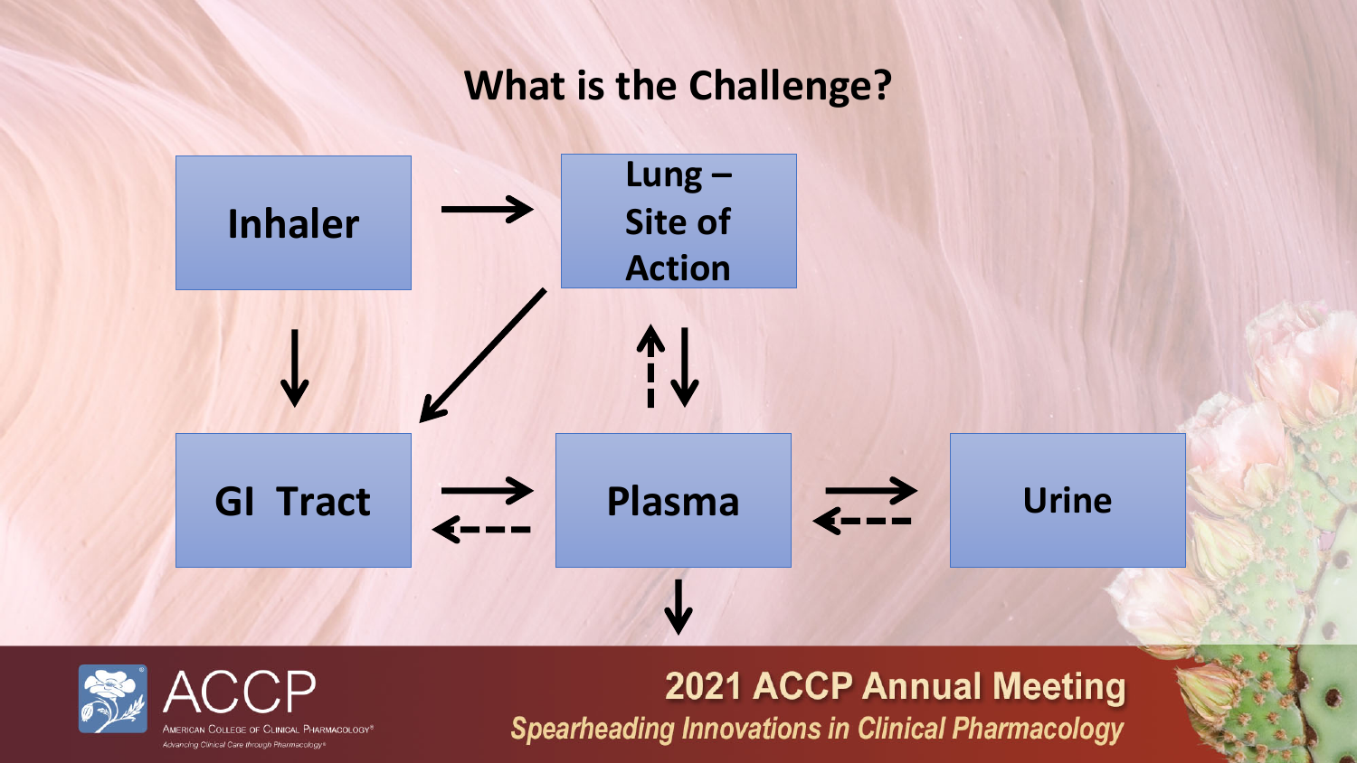# What is the Challenge?

Inhaler

Lung – Site of Action

GI Tract

Plasma

Urine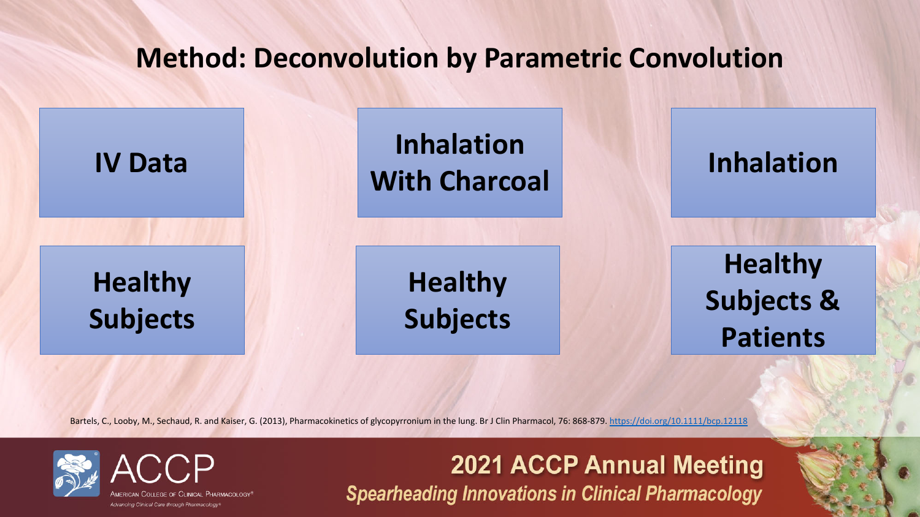# Method: Deconvolution by Parametric Convolution

| IV Data | Inhalation With Charcoal | Inhalation |
| --- | --- | --- |
| Healthy Subjects | Healthy Subjects | Healthy Subjects & Patients |

Bartels, C., Looby, M., Sechaud, R. and Kaiser, G. (2013), Pharmacokinetics of glycopyrronium in the lung. Br J Clin Pharmacol, 76: 868-879. https://doi.org/10.1111/bcp.12118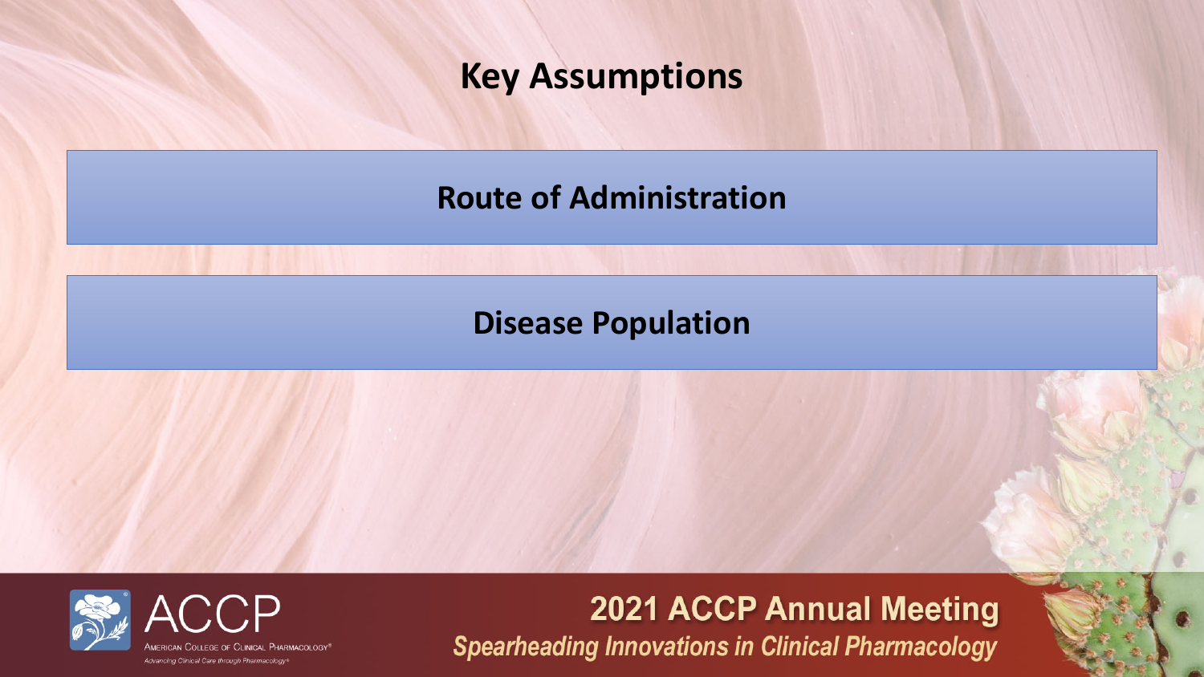# Key Assumptions

**Route of Administration**

**Disease Population**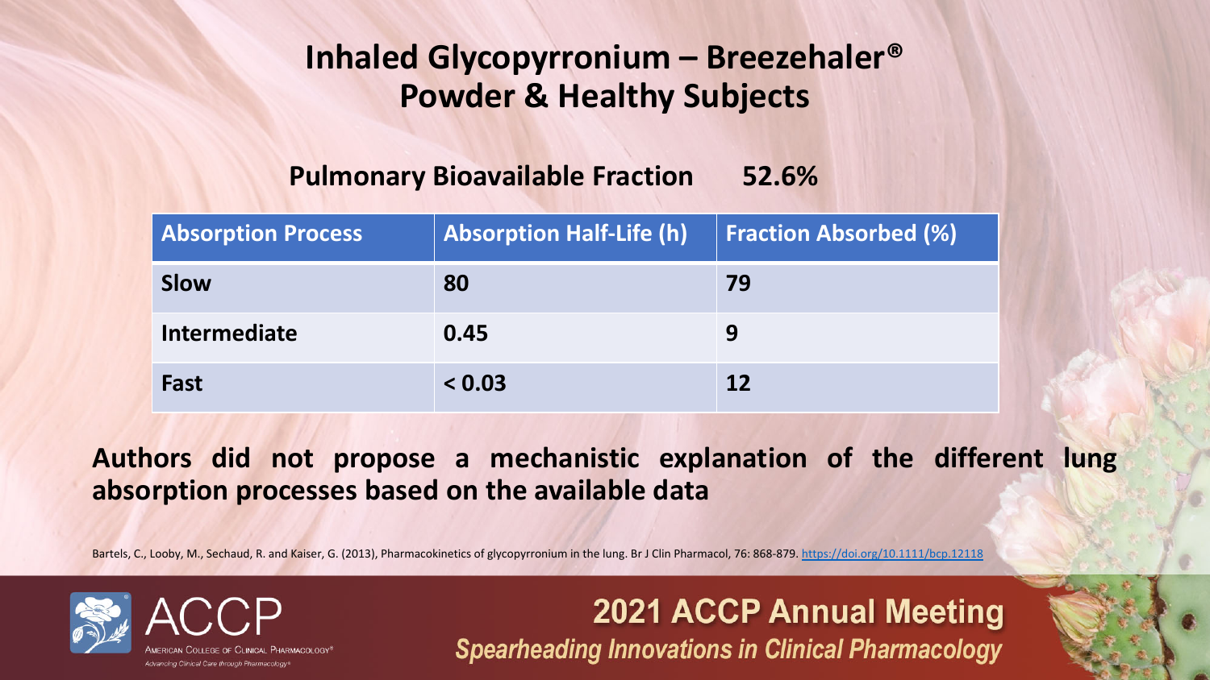# Inhaled Glycopyrronium – Breezehaler® Powder & Healthy Subjects

**Pulmonary Bioavailable Fraction 52.6%**

| Absorption Process | Absorption Half-Life (h) | Fraction Absorbed (%) |
| --- | --- | --- |
| Slow | 80 | 79 |
| Intermediate | 0.45 | 9 |
| Fast | < 0.03 | 12 |

**Authors did not propose a mechanistic explanation of the different lung absorption processes based on the available data**

Bartels, C., Looby, M., Sechaud, R. and Kaiser, G. (2013), Pharmacokinetics of glycopyrronium in the lung. Br J Clin Pharmacol, 76: 868-879. https://doi.org/10.1111/bcp.12118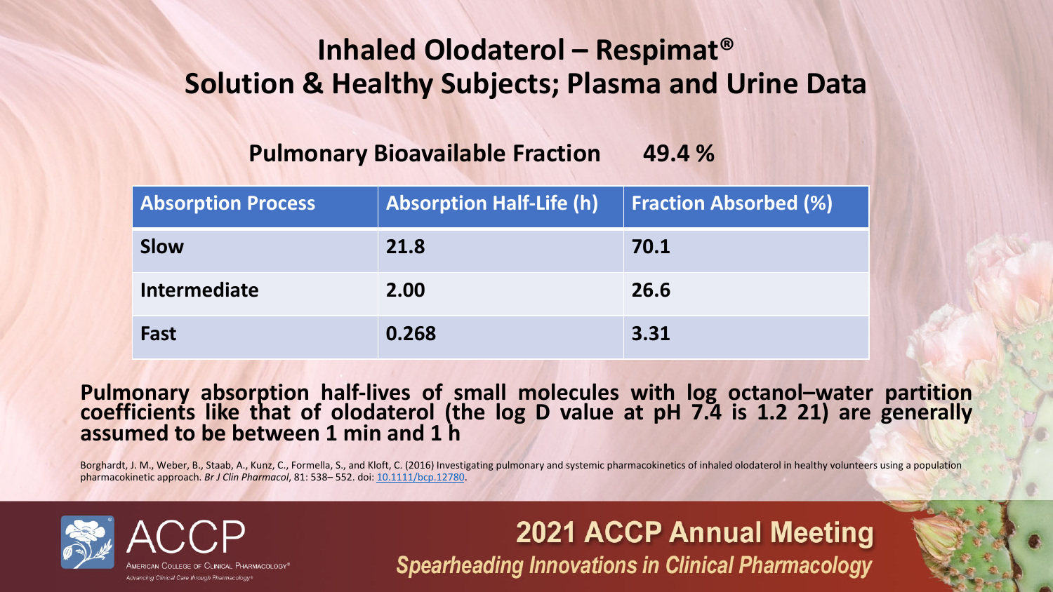# Inhaled Olodaterol – Respimat® Solution & Healthy Subjects; Plasma and Urine Data

**Pulmonary Bioavailable Fraction 49.4 %**

| Absorption Process | Absorption Half-Life (h) | Fraction Absorbed (%) |
|---|---|---|
| Slow | 21.8 | 70.1 |
| Intermediate | 2.00 | 26.6 |
| Fast | 0.268 | 3.31 |

**Pulmonary absorption half-lives of small molecules with log octanol–water partition coefficients like that of olodaterol (the log D value at pH 7.4 is 1.2 21) are generally assumed to be between 1 min and 1 h**

Borghardt, J. M., Weber, B., Staab, A., Kunz, C., Formella, S., and Kloft, C. (2016) Investigating pulmonary and systemic pharmacokinetics of inhaled olodaterol in healthy volunteers using a population pharmacokinetic approach. *Br J Clin Pharmacol*, 81: 538– 552. doi: 10.1111/bcp.12780.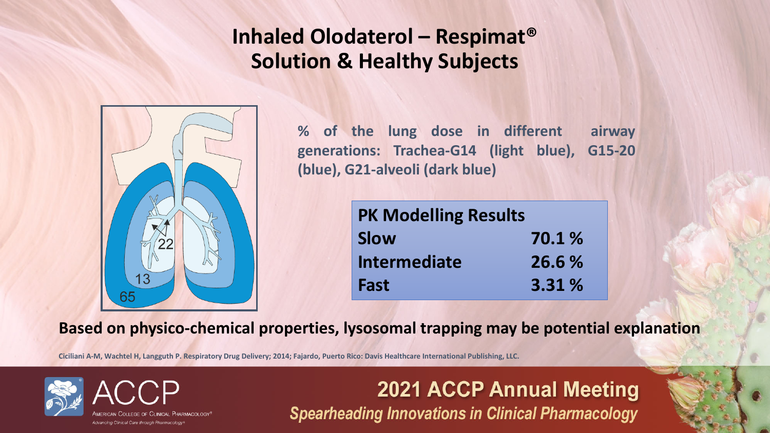# Inhaled Olodaterol – Respimat® Solution & Healthy Subjects

**% of the lung dose in different airway generations: Trachea-G14 (light blue), G15-20 (blue), G21-alveoli (dark blue)**

22

13

65

| PK Modelling Results | |
|---|---|
| Slow | 70.1 % |
| Intermediate | 26.6 % |
| Fast | 3.31 % |

**Based on physico-chemical properties, lysosomal trapping may be potential explanation**

Ciciliani A-M, Wachtel H, Langguth P. Respiratory Drug Delivery; 2014; Fajardo, Puerto Rico: Davis Healthcare International Publishing, LLC.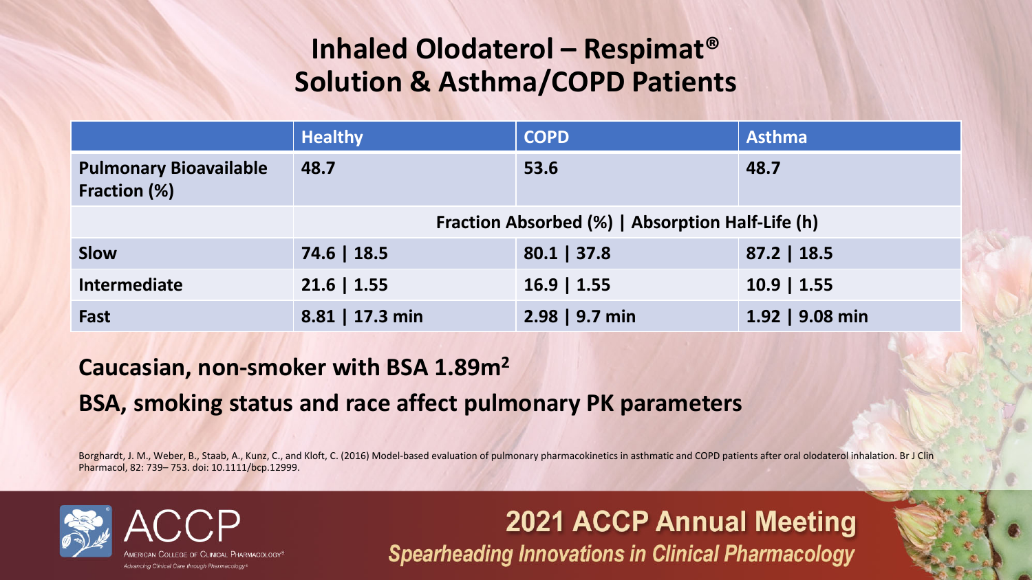# Inhaled Olodaterol – Respimat® Solution & Asthma/COPD Patients

| | Healthy | COPD | Asthma |
|---|---|---|---|
| **Pulmonary Bioavailable Fraction (%)** | 48.7 | 53.6 | 48.7 |
| | Fraction Absorbed (%) \| Absorption Half-Life (h) | | |
| **Slow** | 74.6 \| 18.5 | 80.1 \| 37.8 | 87.2 \| 18.5 |
| **Intermediate** | 21.6 \| 1.55 | 16.9 \| 1.55 | 10.9 \| 1.55 |
| **Fast** | 8.81 \| 17.3 min | 2.98 \| 9.7 min | 1.92 \| 9.08 min |

**Caucasian, non-smoker with BSA 1.89$m^2$**

**BSA, smoking status and race affect pulmonary PK parameters**

Borghardt, J. M., Weber, B., Staab, A., Kunz, C., and Kloft, C. (2016) Model-based evaluation of pulmonary pharmacokinetics in asthmatic and COPD patients after oral olodaterol inhalation. Br J Clin Pharmacol, 82: 739– 753. doi: 10.1111/bcp.12999.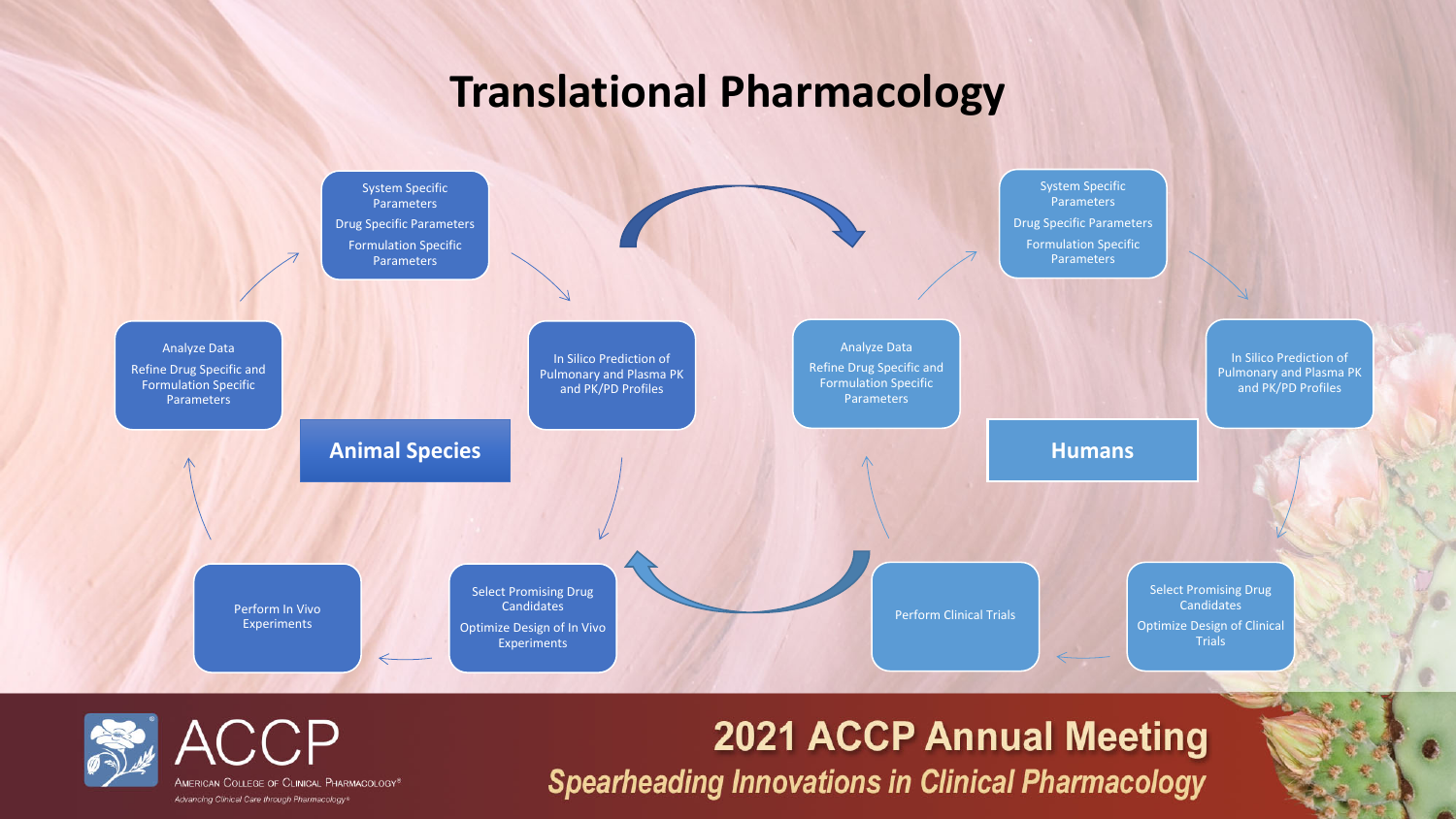# Translational Pharmacology

## Animal Species

- System Specific Parameters
  Drug Specific Parameters
  Formulation Specific Parameters
- In Silico Prediction of Pulmonary and Plasma PK and PK/PD Profiles
- Select Promising Drug Candidates
  Optimize Design of In Vivo Experiments
- Perform In Vivo Experiments
- Analyze Data
  Refine Drug Specific and Formulation Specific Parameters

## Humans

- System Specific Parameters
  Drug Specific Parameters
  Formulation Specific Parameters
- In Silico Prediction of Pulmonary and Plasma PK and PK/PD Profiles
- Select Promising Drug Candidates
  Optimize Design of Clinical Trials
- Perform Clinical Trials
- Analyze Data
  Refine Drug Specific and Formulation Specific Parameters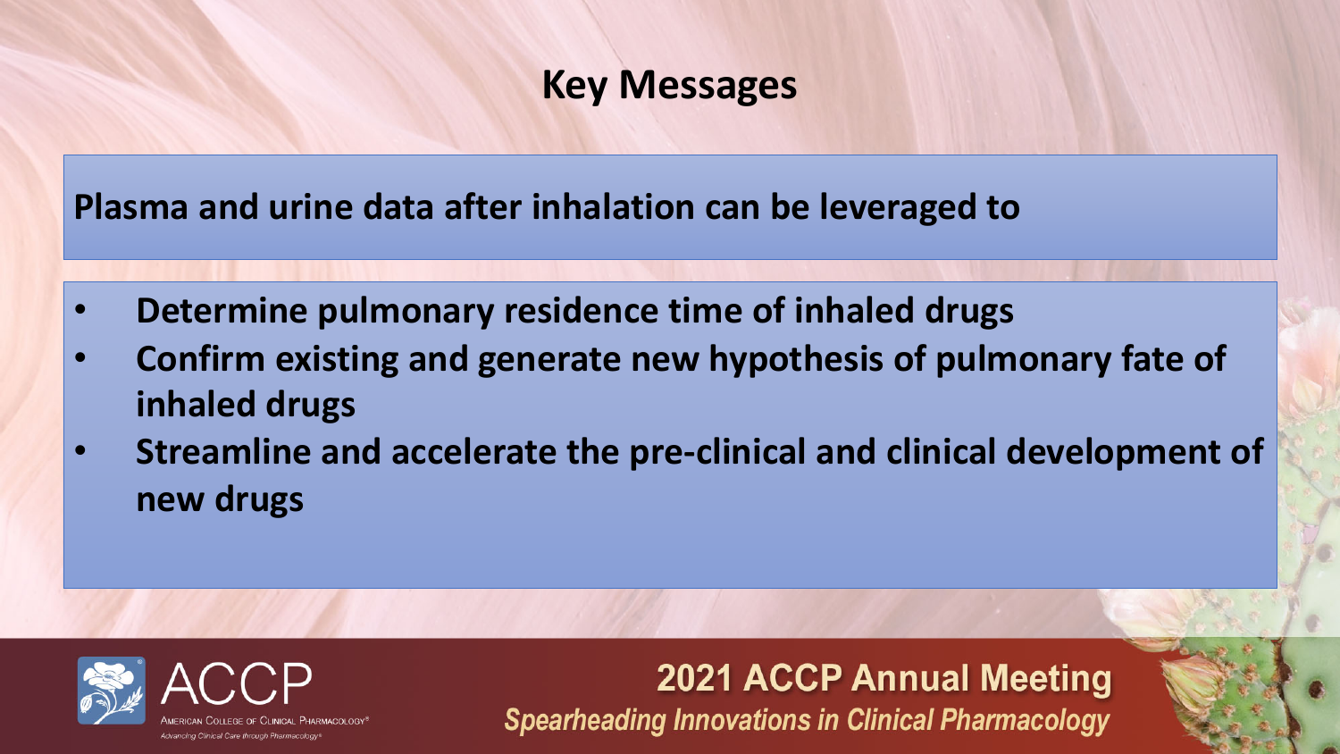# Key Messages

**Plasma and urine data after inhalation can be leveraged to**

- **Determine pulmonary residence time of inhaled drugs**
- **Confirm existing and generate new hypothesis of pulmonary fate of inhaled drugs**
- **Streamline and accelerate the pre-clinical and clinical development of new drugs**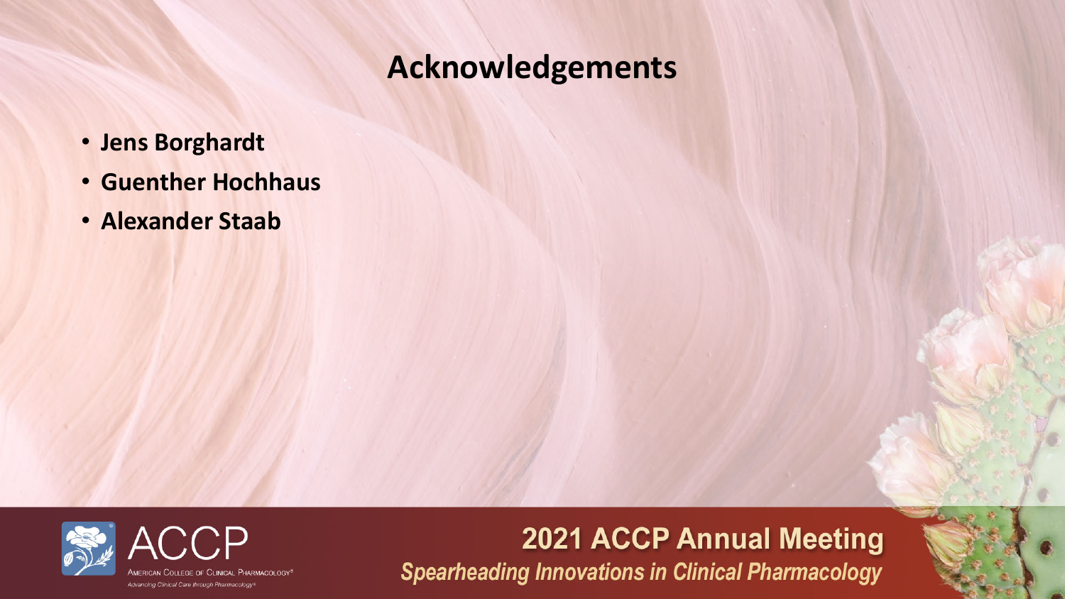# Acknowledgements

- **Jens Borghardt**
- **Guenther Hochhaus**
- **Alexander Staab**